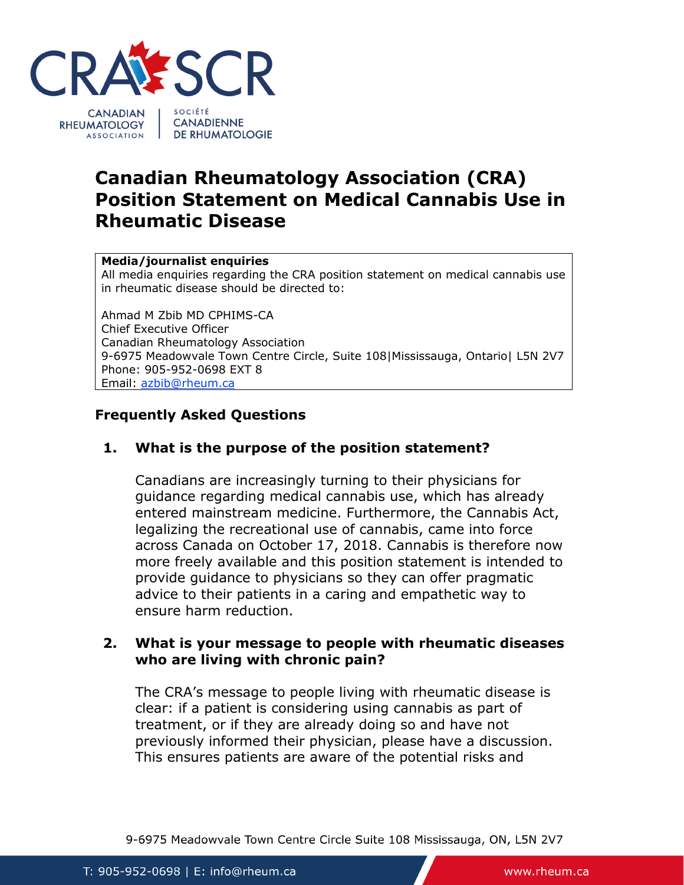# Canadian Rheumatology Association (CRA) Position Statement on Medical Cannabis Use in Rheumatic Disease

**Media/journalist enquiries**
All media enquiries regarding the CRA position statement on medical cannabis use in rheumatic disease should be directed to:

Ahmad M Zbib MD CPHIMS-CA
Chief Executive Officer
Canadian Rheumatology Association
9-6975 Meadowvale Town Centre Circle, Suite 108|Mississauga, Ontario| L5N 2V7
Phone: 905-952-0698 EXT 8
Email: azbib@rheum.ca

## Frequently Asked Questions

### 1. What is the purpose of the position statement?

Canadians are increasingly turning to their physicians for guidance regarding medical cannabis use, which has already entered mainstream medicine. Furthermore, the Cannabis Act, legalizing the recreational use of cannabis, came into force across Canada on October 17, 2018. Cannabis is therefore now more freely available and this position statement is intended to provide guidance to physicians so they can offer pragmatic advice to their patients in a caring and empathetic way to ensure harm reduction.

### 2. What is your message to people with rheumatic diseases who are living with chronic pain?

The CRA's message to people living with rheumatic disease is clear: if a patient is considering using cannabis as part of treatment, or if they are already doing so and have not previously informed their physician, please have a discussion. This ensures patients are aware of the potential risks and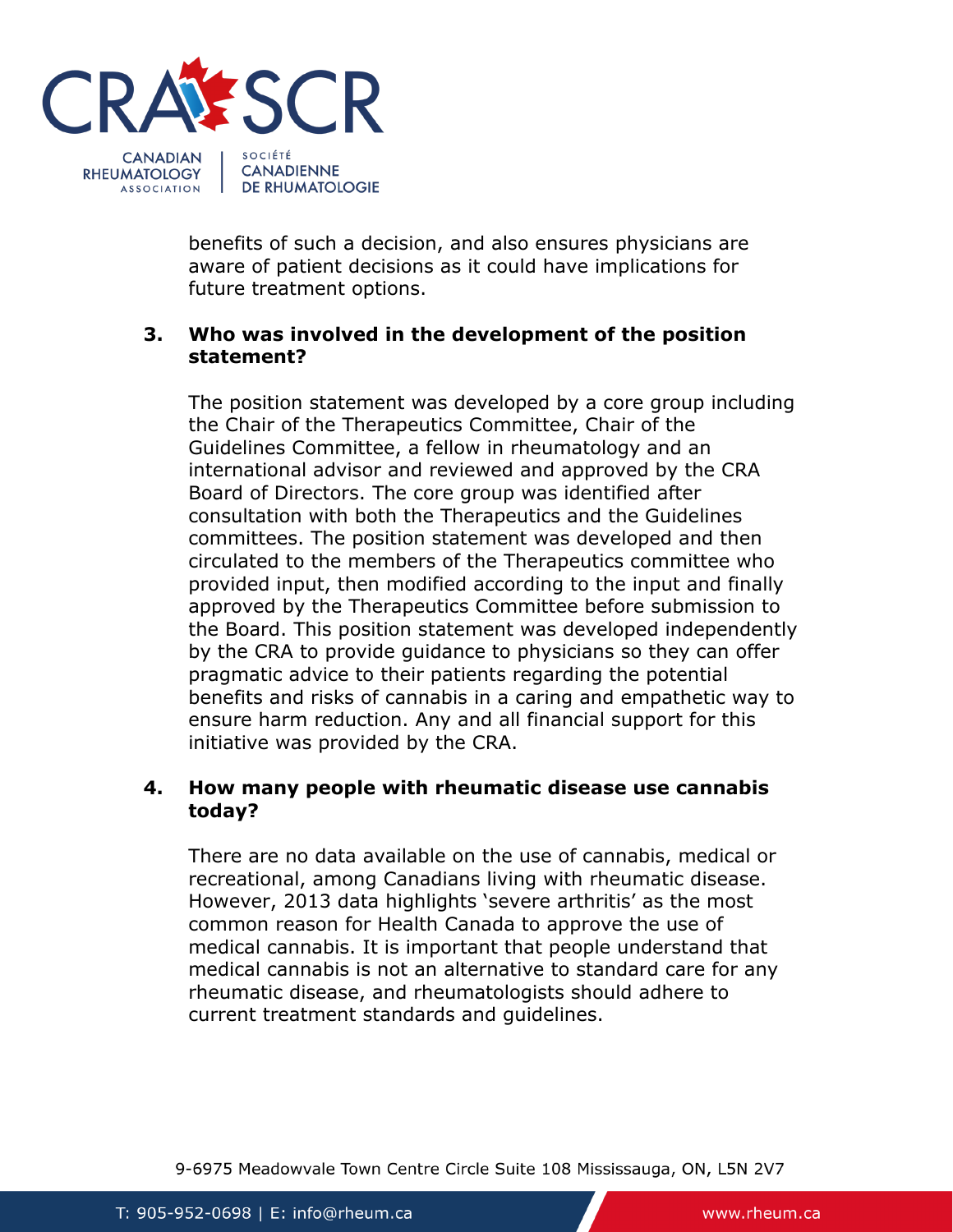benefits of such a decision, and also ensures physicians are aware of patient decisions as it could have implications for future treatment options.

**3. Who was involved in the development of the position statement?**

The position statement was developed by a core group including the Chair of the Therapeutics Committee, Chair of the Guidelines Committee, a fellow in rheumatology and an international advisor and reviewed and approved by the CRA Board of Directors. The core group was identified after consultation with both the Therapeutics and the Guidelines committees. The position statement was developed and then circulated to the members of the Therapeutics committee who provided input, then modified according to the input and finally approved by the Therapeutics Committee before submission to the Board. This position statement was developed independently by the CRA to provide guidance to physicians so they can offer pragmatic advice to their patients regarding the potential benefits and risks of cannabis in a caring and empathetic way to ensure harm reduction. Any and all financial support for this initiative was provided by the CRA.

**4. How many people with rheumatic disease use cannabis today?**

There are no data available on the use of cannabis, medical or recreational, among Canadians living with rheumatic disease. However, 2013 data highlights 'severe arthritis' as the most common reason for Health Canada to approve the use of medical cannabis. It is important that people understand that medical cannabis is not an alternative to standard care for any rheumatic disease, and rheumatologists should adhere to current treatment standards and guidelines.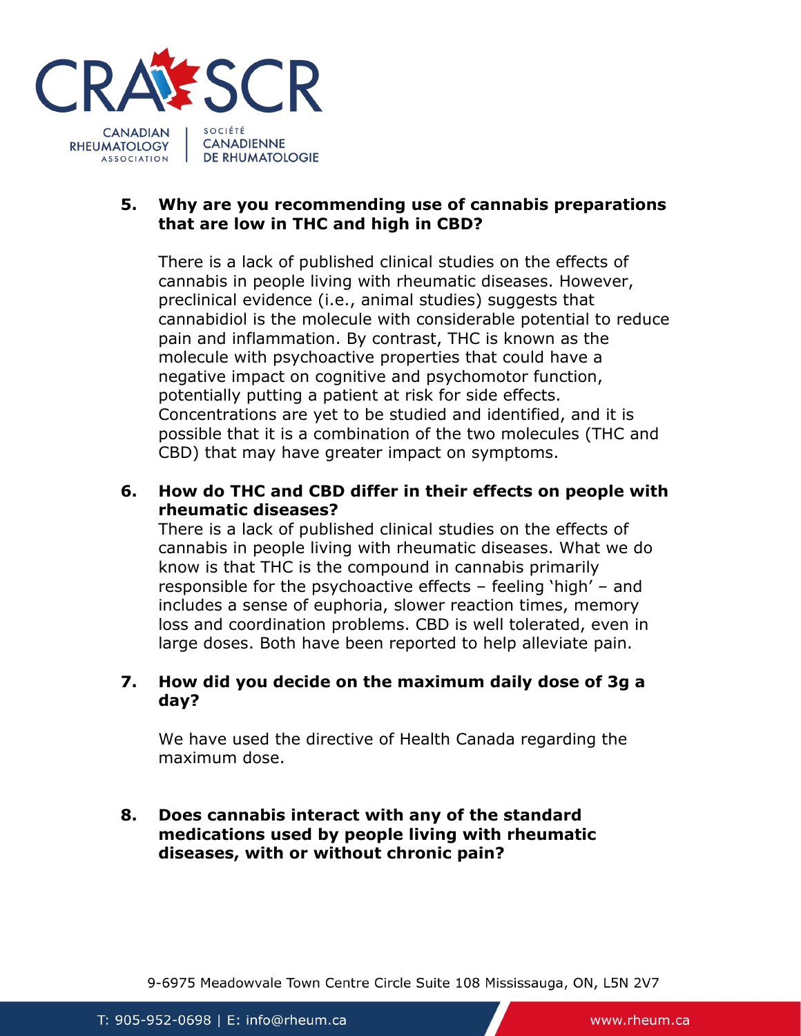5. **Why are you recommending use of cannabis preparations that are low in THC and high in CBD?**

   There is a lack of published clinical studies on the effects of cannabis in people living with rheumatic diseases. However, preclinical evidence (i.e., animal studies) suggests that cannabidiol is the molecule with considerable potential to reduce pain and inflammation. By contrast, THC is known as the molecule with psychoactive properties that could have a negative impact on cognitive and psychomotor function, potentially putting a patient at risk for side effects. Concentrations are yet to be studied and identified, and it is possible that it is a combination of the two molecules (THC and CBD) that may have greater impact on symptoms.

6. **How do THC and CBD differ in their effects on people with rheumatic diseases?**

   There is a lack of published clinical studies on the effects of cannabis in people living with rheumatic diseases. What we do know is that THC is the compound in cannabis primarily responsible for the psychoactive effects – feeling 'high' – and includes a sense of euphoria, slower reaction times, memory loss and coordination problems. CBD is well tolerated, even in large doses. Both have been reported to help alleviate pain.

7. **How did you decide on the maximum daily dose of 3g a day?**

   We have used the directive of Health Canada regarding the maximum dose.

8. **Does cannabis interact with any of the standard medications used by people living with rheumatic diseases, with or without chronic pain?**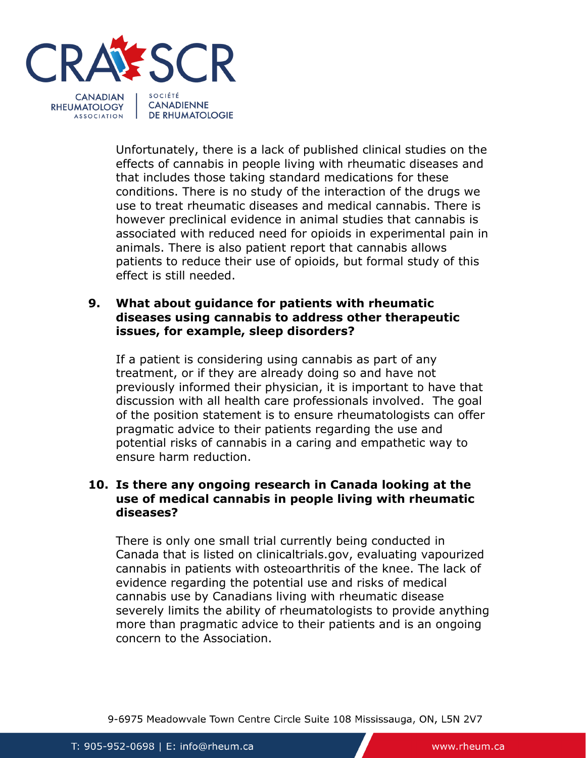Unfortunately, there is a lack of published clinical studies on the effects of cannabis in people living with rheumatic diseases and that includes those taking standard medications for these conditions. There is no study of the interaction of the drugs we use to treat rheumatic diseases and medical cannabis. There is however preclinical evidence in animal studies that cannabis is associated with reduced need for opioids in experimental pain in animals. There is also patient report that cannabis allows patients to reduce their use of opioids, but formal study of this effect is still needed.

**9. What about guidance for patients with rheumatic diseases using cannabis to address other therapeutic issues, for example, sleep disorders?**

If a patient is considering using cannabis as part of any treatment, or if they are already doing so and have not previously informed their physician, it is important to have that discussion with all health care professionals involved. The goal of the position statement is to ensure rheumatologists can offer pragmatic advice to their patients regarding the use and potential risks of cannabis in a caring and empathetic way to ensure harm reduction.

**10. Is there any ongoing research in Canada looking at the use of medical cannabis in people living with rheumatic diseases?**

There is only one small trial currently being conducted in Canada that is listed on clinicaltrials.gov, evaluating vapourized cannabis in patients with osteoarthritis of the knee. The lack of evidence regarding the potential use and risks of medical cannabis use by Canadians living with rheumatic disease severely limits the ability of rheumatologists to provide anything more than pragmatic advice to their patients and is an ongoing concern to the Association.